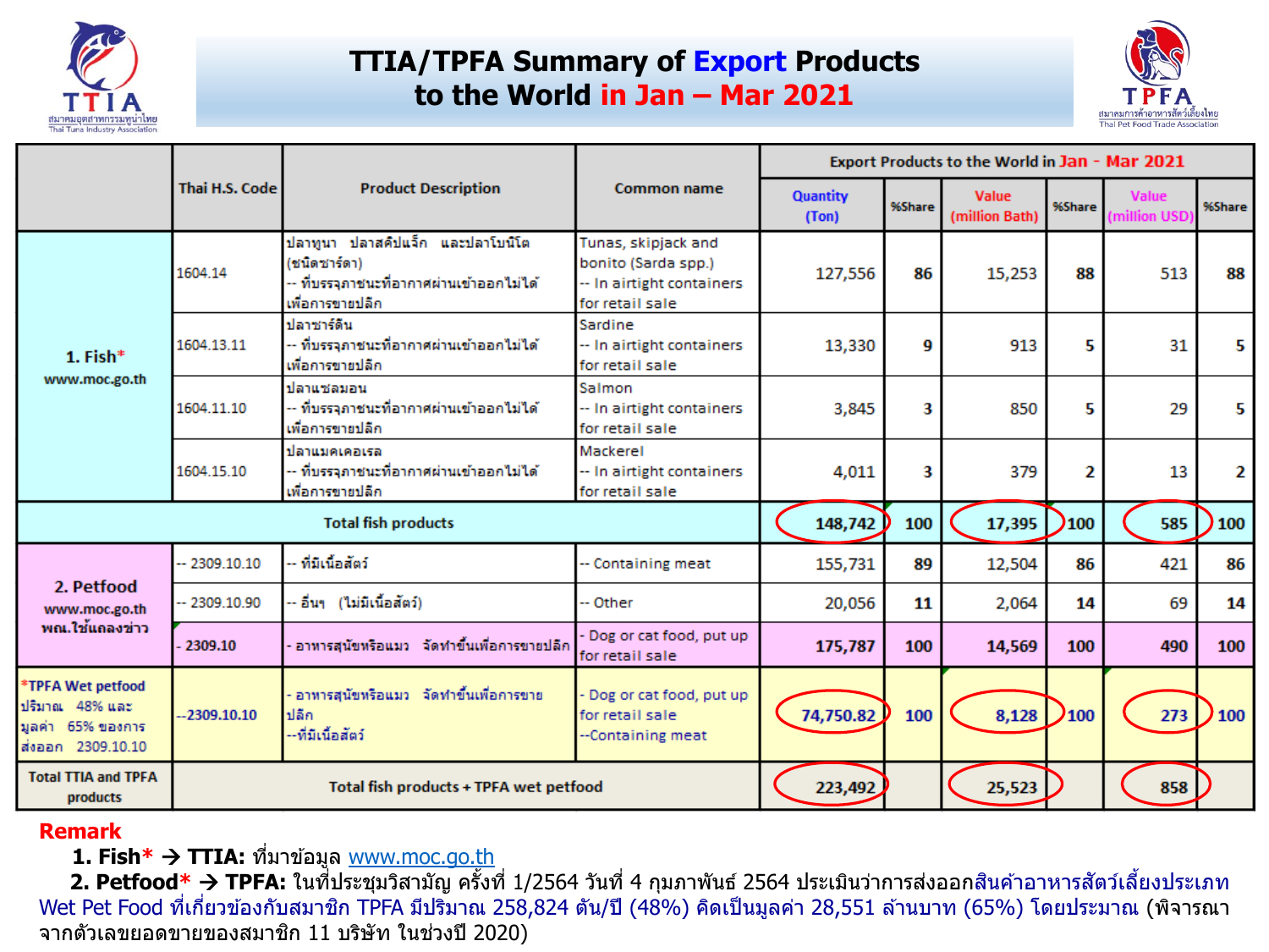# TTIA/TPFA Summary of Export Products to the World in Jan – Mar 2021

| | Thai H.S. Code | Product Description | Common name | Export Products to the World in Jan - Mar 2021 | | | | | |
|---|---|---|---|---|---|---|---|---|---|
| | | | | Quantity (Ton) | %Share | Value (million Bath) | %Share | Value (million USD) | %Share |
| 1. Fish* www.moc.go.th | 1604.14 | ปลาทูนา ปลาสคิปแจ็ก และปลาโบนิโต (ชนิดซาร์ดา) -- ที่บรรจุภาชนะที่อากาศผ่านเข้าออกไม่ได้ เพื่อการขายปลีก | Tunas, skipjack and bonito (Sarda spp.) -- In airtight containers for retail sale | 127,556 | 86 | 15,253 | 88 | 513 | 88 |
| | 1604.13.11 | ปลาซาร์ดีน -- ที่บรรจุภาชนะที่อากาศผ่านเข้าออกไม่ได้ เพื่อการขายปลีก | Sardine -- In airtight containers for retail sale | 13,330 | 9 | 913 | 5 | 31 | 5 |
| | 1604.11.10 | ปลาแซลมอน -- ที่บรรจุภาชนะที่อากาศผ่านเข้าออกไม่ได้ เพื่อการขายปลีก | Salmon -- In airtight containers for retail sale | 3,845 | 3 | 850 | 5 | 29 | 5 |
| | 1604.15.10 | ปลาแมคเคอเรล -- ที่บรรจุภาชนะที่อากาศผ่านเข้าออกไม่ได้ เพื่อการขายปลีก | Mackerel -- In airtight containers for retail sale | 4,011 | 3 | 379 | 2 | 13 | 2 |
| Total fish products | | | | 148,742 | 100 | 17,395 | 100 | 585 | 100 |
| 2. Petfood www.moc.go.th พณ.ใช้แถลงข่าว | -- 2309.10.10 | -- ที่มีเนื้อสัตว์ | -- Containing meat | 155,731 | 89 | 12,504 | 86 | 421 | 86 |
| | -- 2309.10.90 | -- อื่นๆ (ไม่มีเนื้อสัตว์) | -- Other | 20,056 | 11 | 2,064 | 14 | 69 | 14 |
| | - 2309.10 | - อาหารสุนัขหรือแมว จัดทำขึ้นเพื่อการขายปลีก | - Dog or cat food, put up for retail sale | 175,787 | 100 | 14,569 | 100 | 490 | 100 |
| *TPFA Wet petfood ปริมาณ 48% และ มูลค่า 65% ของการส่งออก 2309.10.10 | --2309.10.10 | - อาหารสุนัขหรือแมว จัดทำขึ้นเพื่อการขายปลีก --ที่มีเนื้อสัตว์ | - Dog or cat food, put up for retail sale --Containing meat | 74,750.82 | 100 | 8,128 | 100 | 273 | 100 |
| Total TTIA and TPFA products | Total fish products + TPFA wet petfood | | | 223,492 | | 25,523 | | 858 | |

**Remark**

1. **Fish* → TTIA:** ที่มาข้อมูล www.moc.go.th
2. **Petfood* → TPFA:** ในที่ประชุมวิสามัญ ครั้งที่ 1/2564 วันที่ 4 กุมภาพันธ์ 2564 ประเมินว่าการส่งออกสินค้าอาหารสัตว์เลี้ยงประเภท Wet Pet Food ที่เกี่ยวข้องกับสมาชิก TPFA มีปริมาณ 258,824 ตัน/ปี (48%) คิดเป็นมูลค่า 28,551 ล้านบาท (65%) โดยประมาณ (พิจารณาจากตัวเลขยอดขายของสมาชิก 11 บริษัท ในช่วงปี 2020)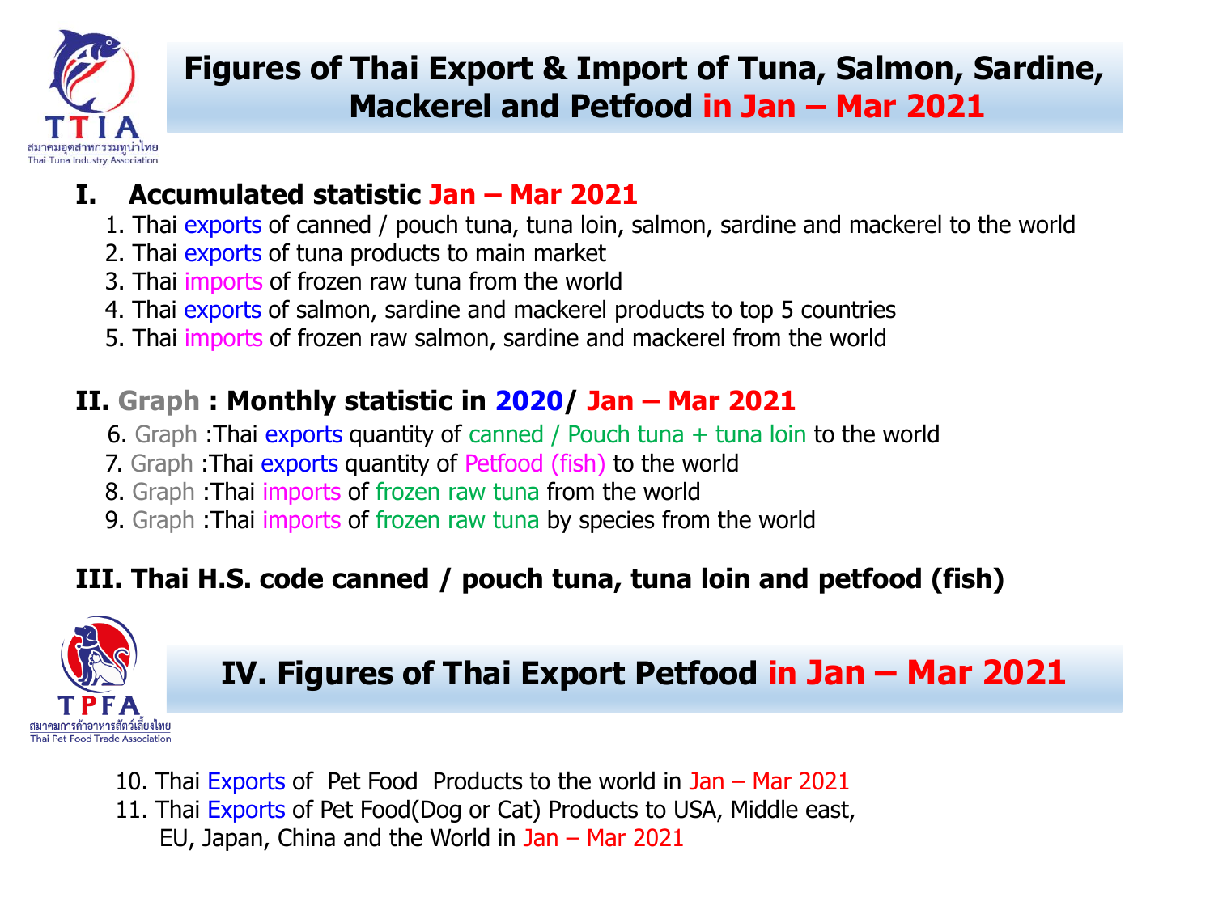# Figures of Thai Export & Import of Tuna, Salmon, Sardine, Mackerel and Petfood in Jan – Mar 2021

TTIA
สมาคมอุตสาหกรรมทูน่าไทย
Thai Tuna Industry Association

## I. Accumulated statistic Jan – Mar 2021

1. Thai exports of canned / pouch tuna, tuna loin, salmon, sardine and mackerel to the world
2. Thai exports of tuna products to main market
3. Thai imports of frozen raw tuna from the world
4. Thai exports of salmon, sardine and mackerel products to top 5 countries
5. Thai imports of frozen raw salmon, sardine and mackerel from the world

## II. Graph : Monthly statistic in 2020/ Jan – Mar 2021

6. Graph :Thai exports quantity of canned / Pouch tuna + tuna loin to the world
7. Graph :Thai exports quantity of Petfood (fish) to the world
8. Graph :Thai imports of frozen raw tuna from the world
9. Graph :Thai imports of frozen raw tuna by species from the world

## III. Thai H.S. code canned / pouch tuna, tuna loin and petfood (fish)

TPFA
สมาคมการค้าอาหารสัตว์เลี้ยงไทย
Thai Pet Food Trade Association

## IV. Figures of Thai Export Petfood in Jan – Mar 2021

10. Thai Exports of Pet Food Products to the world in Jan – Mar 2021
11. Thai Exports of Pet Food(Dog or Cat) Products to USA, Middle east, EU, Japan, China and the World in Jan – Mar 2021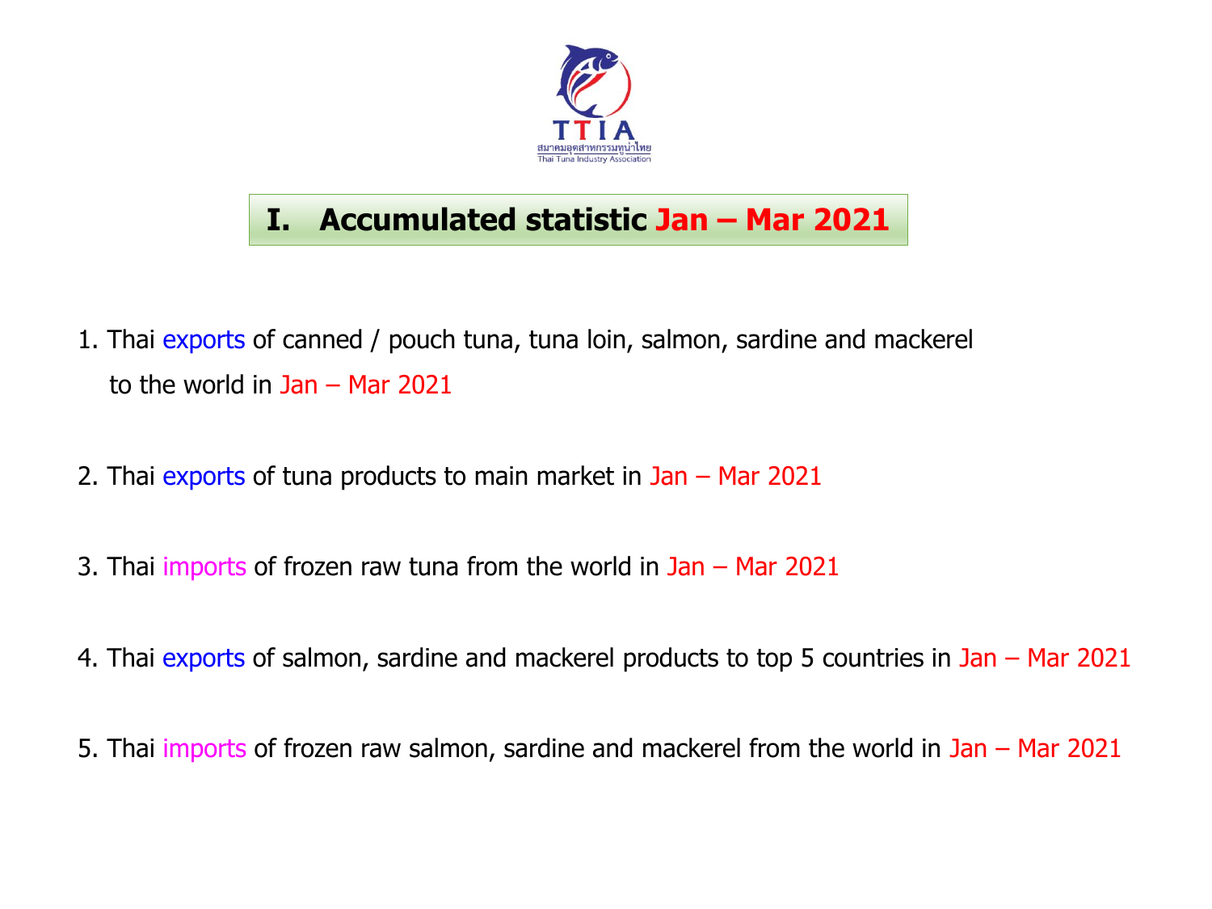TTIA

สมาคมอุตสาหกรรมทูน่าไทย

Thai Tuna Industry Association

# I. Accumulated statistic Jan – Mar 2021

1. Thai exports of canned / pouch tuna, tuna loin, salmon, sardine and mackerel to the world in Jan – Mar 2021

2. Thai exports of tuna products to main market in Jan – Mar 2021

3. Thai imports of frozen raw tuna from the world in Jan – Mar 2021

4. Thai exports of salmon, sardine and mackerel products to top 5 countries in Jan – Mar 2021

5. Thai imports of frozen raw salmon, sardine and mackerel from the world in Jan – Mar 2021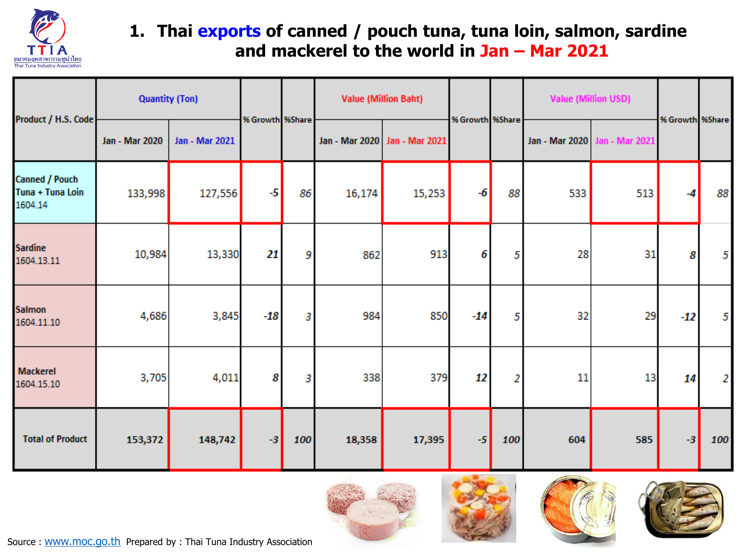## 1. Thai exports of canned / pouch tuna, tuna loin, salmon, sardine and mackerel to the world in Jan – Mar 2021

| Product / H.S. Code | Quantity (Ton) | | % Growth | %Share | Value (Million Baht) | | % Growth | %Share | Value (Million USD) | | % Growth | %Share |
|---|---|---|---|---|---|---|---|---|---|---|---|---|
| | Jan - Mar 2020 | Jan - Mar 2021 | | | Jan - Mar 2020 | Jan - Mar 2021 | | | Jan - Mar 2020 | Jan - Mar 2021 | | |
| Canned / Pouch Tuna + Tuna Loin 1604.14 | 133,998 | 127,556 | -5 | 86 | 16,174 | 15,253 | -6 | 88 | 533 | 513 | -4 | 88 |
| Sardine 1604.13.11 | 10,984 | 13,330 | 21 | 9 | 862 | 913 | 6 | 5 | 28 | 31 | 8 | 5 |
| Salmon 1604.11.10 | 4,686 | 3,845 | -18 | 3 | 984 | 850 | -14 | 5 | 32 | 29 | -12 | 5 |
| Mackerel 1604.15.10 | 3,705 | 4,011 | 8 | 3 | 338 | 379 | 12 | 2 | 11 | 13 | 14 | 2 |
| **Total of Product** | **153,372** | **148,742** | **-3** | **100** | **18,358** | **17,395** | **-5** | **100** | **604** | **585** | **-3** | **100** |

Source : www.moc.go.th Prepared by : Thai Tuna Industry Association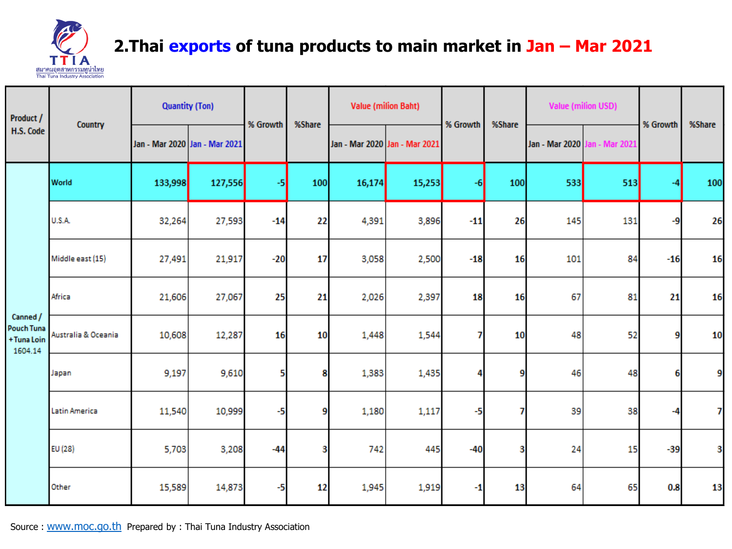TTIA
สมาคมอุตสาหกรรมทูน่าไทย
Thai Tuna Industry Association

## 2.Thai exports of tuna products to main market in Jan – Mar 2021

| Product / H.S. Code | Country | Quantity (Ton) | | % Growth | %Share | Value (milion Baht) | | % Growth | %Share | Value (milion USD) | | % Growth | %Share |
|---|---|---|---|---|---|---|---|---|---|---|---|---|---|
| | | Jan - Mar 2020 | Jan - Mar 2021 | | | Jan - Mar 2020 | Jan - Mar 2021 | | | Jan - Mar 2020 | Jan - Mar 2021 | | |
| Canned / Pouch Tuna +Tuna Loin 1604.14 | World | 133,998 | 127,556 | -5 | 100 | 16,174 | 15,253 | -6 | 100 | 533 | 513 | -4 | 100 |
| | U.S.A. | 32,264 | 27,593 | -14 | 22 | 4,391 | 3,896 | -11 | 26 | 145 | 131 | -9 | 26 |
| | Middle east (15) | 27,491 | 21,917 | -20 | 17 | 3,058 | 2,500 | -18 | 16 | 101 | 84 | -16 | 16 |
| | Africa | 21,606 | 27,067 | 25 | 21 | 2,026 | 2,397 | 18 | 16 | 67 | 81 | 21 | 16 |
| | Australia & Oceania | 10,608 | 12,287 | 16 | 10 | 1,448 | 1,544 | 7 | 10 | 48 | 52 | 9 | 10 |
| | Japan | 9,197 | 9,610 | 5 | 8 | 1,383 | 1,435 | 4 | 9 | 46 | 48 | 6 | 9 |
| | Latin America | 11,540 | 10,999 | -5 | 9 | 1,180 | 1,117 | -5 | 7 | 39 | 38 | -4 | 7 |
| | EU (28) | 5,703 | 3,208 | -44 | 3 | 742 | 445 | -40 | 3 | 24 | 15 | -39 | 3 |
| | Other | 15,589 | 14,873 | -5 | 12 | 1,945 | 1,919 | -1 | 13 | 64 | 65 | 0.8 | 13 |

Source : www.moc.go.th Prepared by : Thai Tuna Industry Association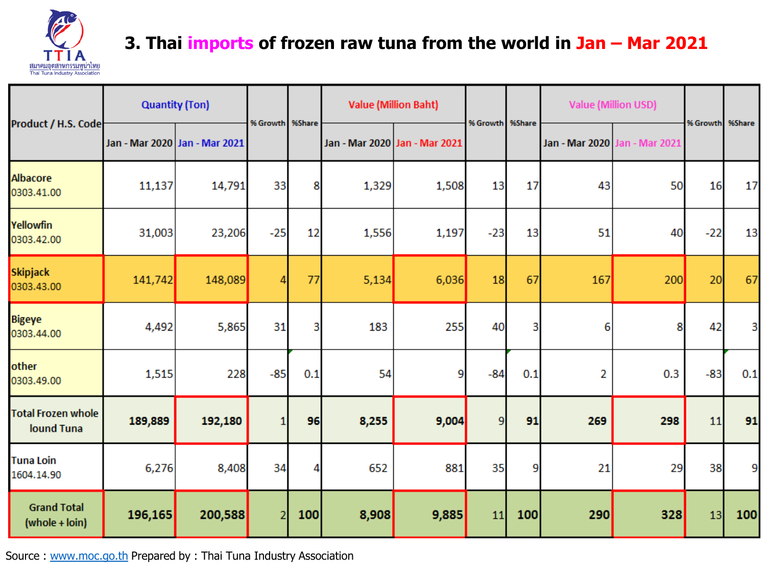## 3. Thai imports of frozen raw tuna from the world in Jan – Mar 2021

| Product / H.S. Code | Quantity (Ton) | | % Growth | %Share | Value (Million Baht) | | % Growth | %Share | Value (Million USD) | | % Growth | %Share |
|---|---|---|---|---|---|---|---|---|---|---|---|---|
| | Jan - Mar 2020 | Jan - Mar 2021 | | | Jan - Mar 2020 | Jan - Mar 2021 | | | Jan - Mar 2020 | Jan - Mar 2021 | | |
| Albacore 0303.41.00 | 11,137 | 14,791 | 33 | 8 | 1,329 | 1,508 | 13 | 17 | 43 | 50 | 16 | 17 |
| Yellowfin 0303.42.00 | 31,003 | 23,206 | -25 | 12 | 1,556 | 1,197 | -23 | 13 | 51 | 40 | -22 | 13 |
| Skipjack 0303.43.00 | 141,742 | 148,089 | 4 | 77 | 5,134 | 6,036 | 18 | 67 | 167 | 200 | 20 | 67 |
| Bigeye 0303.44.00 | 4,492 | 5,865 | 31 | 3 | 183 | 255 | 40 | 3 | 6 | 8 | 42 | 3 |
| other 0303.49.00 | 1,515 | 228 | -85 | 0.1 | 54 | 9 | -84 | 0.1 | 2 | 0.3 | -83 | 0.1 |
| **Total Frozen whole lound Tuna** | **189,889** | **192,180** | 1 | **96** | **8,255** | **9,004** | 9 | **91** | **269** | **298** | 11 | **91** |
| Tuna Loin 1604.14.90 | 6,276 | 8,408 | 34 | 4 | 652 | 881 | 35 | 9 | 21 | 29 | 38 | 9 |
| Grand Total (whole + loin) | **196,165** | **200,588** | 2 | **100** | **8,908** | **9,885** | 11 | **100** | **290** | **328** | 13 | **100** |

Source : www.moc.go.th Prepared by : Thai Tuna Industry Association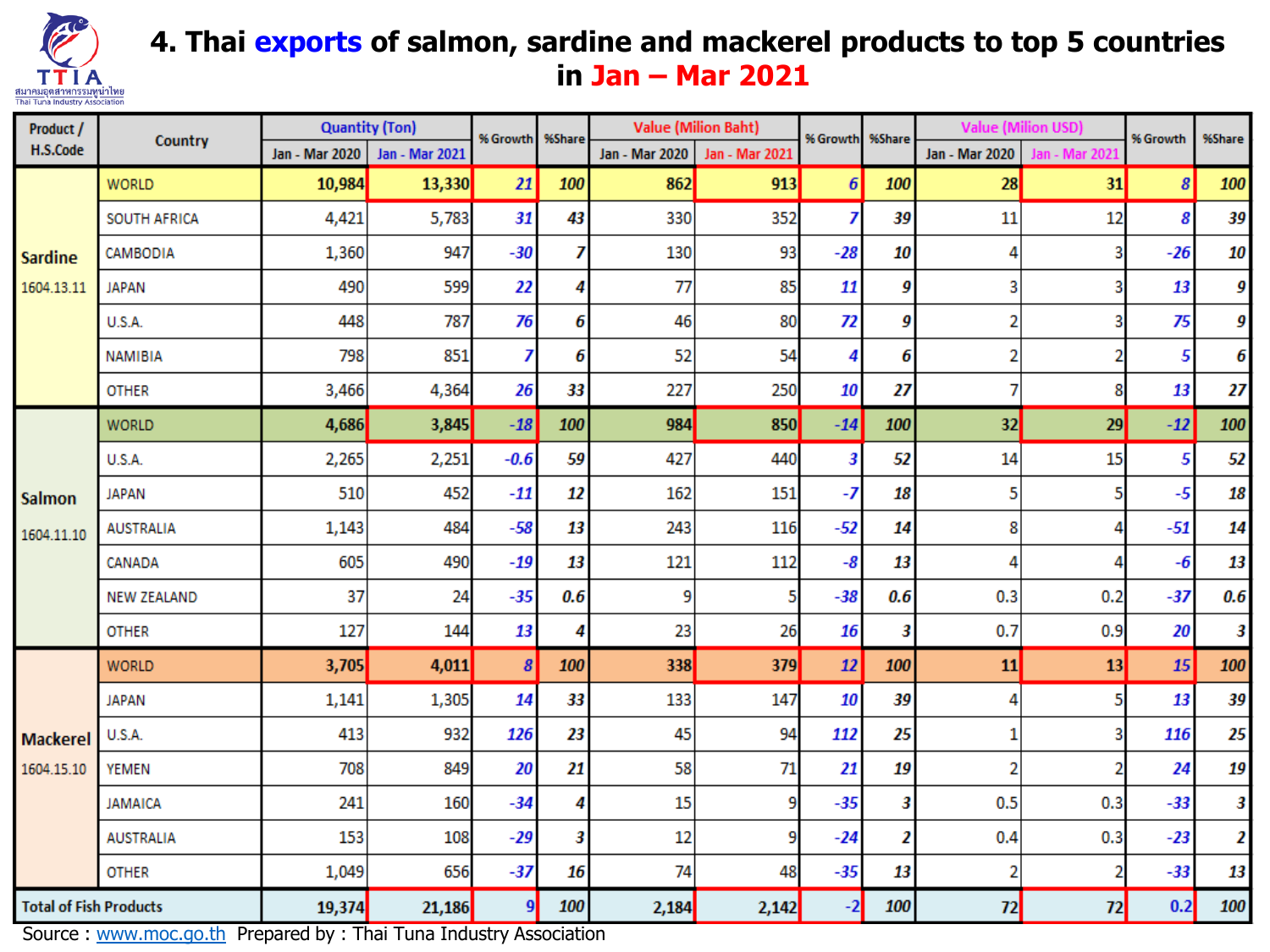# 4. Thai exports of salmon, sardine and mackerel products to top 5 countries in Jan – Mar 2021

| Product / H.S.Code | Country | Quantity (Ton) | | % Growth | %Share | Value (Milion Baht) | | % Growth | %Share | Value (Milion USD) | | % Growth | %Share |
|---|---|---|---|---|---|---|---|---|---|---|---|---|---|
| | | Jan - Mar 2020 | Jan - Mar 2021 | | | Jan - Mar 2020 | Jan - Mar 2021 | | | Jan - Mar 2020 | Jan - Mar 2021 | | |
| Sardine 1604.13.11 | WORLD | 10,984 | 13,330 | 21 | 100 | 862 | 913 | 6 | 100 | 28 | 31 | 8 | 100 |
| | SOUTH AFRICA | 4,421 | 5,783 | 31 | 43 | 330 | 352 | 7 | 39 | 11 | 12 | 8 | 39 |
| | CAMBODIA | 1,360 | 947 | -30 | 7 | 130 | 93 | -28 | 10 | 4 | 3 | -26 | 10 |
| | JAPAN | 490 | 599 | 22 | 4 | 77 | 85 | 11 | 9 | 3 | 3 | 13 | 9 |
| | U.S.A. | 448 | 787 | 76 | 6 | 46 | 80 | 72 | 9 | 2 | 3 | 75 | 9 |
| | NAMIBIA | 798 | 851 | 7 | 6 | 52 | 54 | 4 | 6 | 2 | 2 | 5 | 6 |
| | OTHER | 3,466 | 4,364 | 26 | 33 | 227 | 250 | 10 | 27 | 7 | 8 | 13 | 27 |
| Salmon 1604.11.10 | WORLD | 4,686 | 3,845 | -18 | 100 | 984 | 850 | -14 | 100 | 32 | 29 | -12 | 100 |
| | U.S.A. | 2,265 | 2,251 | -0.6 | 59 | 427 | 440 | 3 | 52 | 14 | 15 | 5 | 52 |
| | JAPAN | 510 | 452 | -11 | 12 | 162 | 151 | -7 | 18 | 5 | 5 | -5 | 18 |
| | AUSTRALIA | 1,143 | 484 | -58 | 13 | 243 | 116 | -52 | 14 | 8 | 4 | -51 | 14 |
| | CANADA | 605 | 490 | -19 | 13 | 121 | 112 | -8 | 13 | 4 | 4 | -6 | 13 |
| | NEW ZEALAND | 37 | 24 | -35 | 0.6 | 9 | 5 | -38 | 0.6 | 0.3 | 0.2 | -37 | 0.6 |
| | OTHER | 127 | 144 | 13 | 4 | 23 | 26 | 16 | 3 | 0.7 | 0.9 | 20 | 3 |
| Mackerel 1604.15.10 | WORLD | 3,705 | 4,011 | 8 | 100 | 338 | 379 | 12 | 100 | 11 | 13 | 15 | 100 |
| | JAPAN | 1,141 | 1,305 | 14 | 33 | 133 | 147 | 10 | 39 | 4 | 5 | 13 | 39 |
| | U.S.A. | 413 | 932 | 126 | 23 | 45 | 94 | 112 | 25 | 1 | 3 | 116 | 25 |
| | YEMEN | 708 | 849 | 20 | 21 | 58 | 71 | 21 | 19 | 2 | 2 | 24 | 19 |
| | JAMAICA | 241 | 160 | -34 | 4 | 15 | 9 | -35 | 3 | 0.5 | 0.3 | -33 | 3 |
| | AUSTRALIA | 153 | 108 | -29 | 3 | 12 | 9 | -24 | 2 | 0.4 | 0.3 | -23 | 2 |
| | OTHER | 1,049 | 656 | -37 | 16 | 74 | 48 | -35 | 13 | 2 | 2 | -33 | 13 |
| Total of Fish Products | | 19,374 | 21,186 | 9 | 100 | 2,184 | 2,142 | -2 | 100 | 72 | 72 | 0.2 | 100 |

Source : www.moc.go.th Prepared by : Thai Tuna Industry Association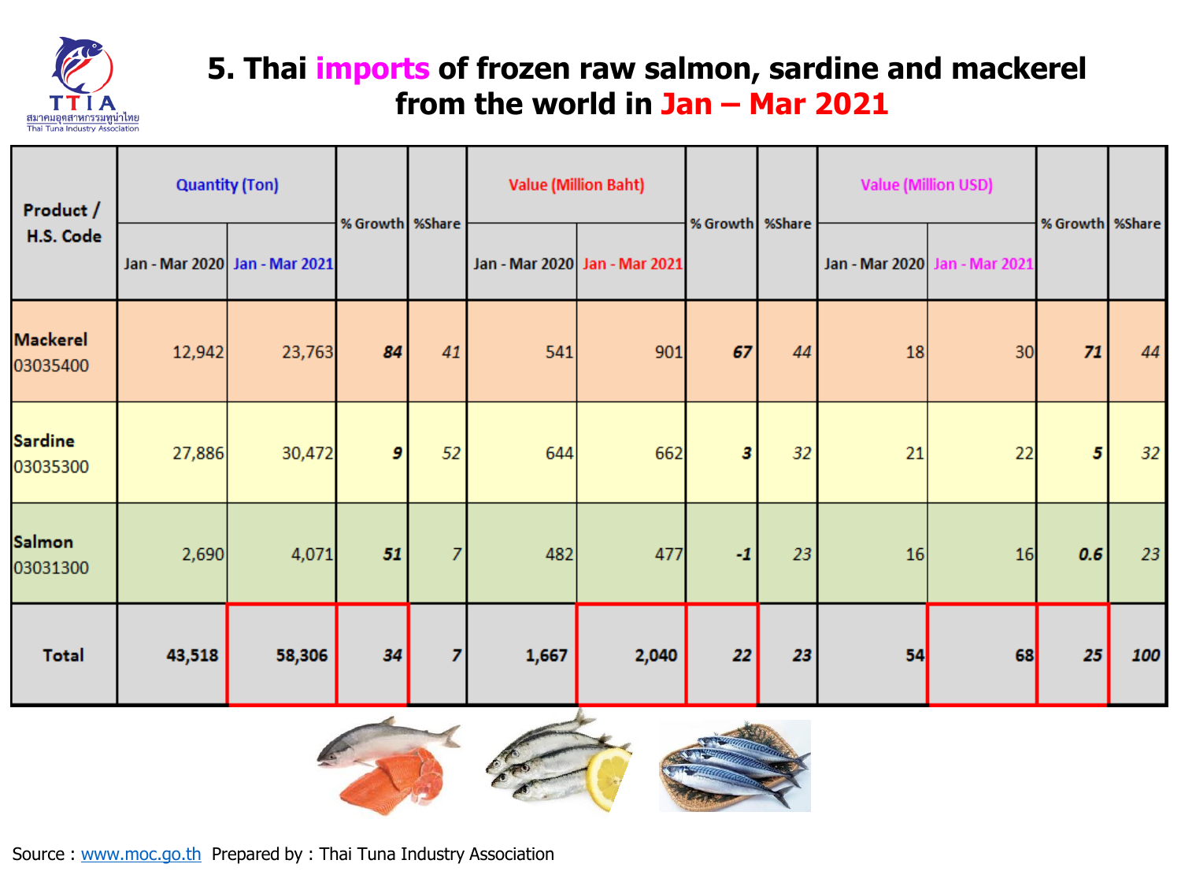# 5. Thai imports of frozen raw salmon, sardine and mackerel from the world in Jan – Mar 2021

| Product / H.S. Code | Quantity (Ton) | | % Growth | %Share | Value (Million Baht) | | % Growth | %Share | Value (Million USD) | | % Growth | %Share |
|---|---|---|---|---|---|---|---|---|---|---|---|---|
| | Jan - Mar 2020 | Jan - Mar 2021 | | | Jan - Mar 2020 | Jan - Mar 2021 | | | Jan - Mar 2020 | Jan - Mar 2021 | | |
| Mackerel 03035400 | 12,942 | 23,763 | ***84*** | *41* | 541 | 901 | ***67*** | *44* | 18 | 30 | ***71*** | *44* |
| Sardine 03035300 | 27,886 | 30,472 | ***9*** | *52* | 644 | 662 | ***3*** | *32* | 21 | 22 | ***5*** | *32* |
| Salmon 03031300 | 2,690 | 4,071 | ***51*** | *7* | 482 | 477 | ***-1*** | *23* | 16 | 16 | ***0.6*** | *23* |
| **Total** | **43,518** | **58,306** | ***34*** | ***7*** | **1,667** | **2,040** | ***22*** | ***23*** | **54** | **68** | ***25*** | ***100*** |

Source : www.moc.go.th Prepared by : Thai Tuna Industry Association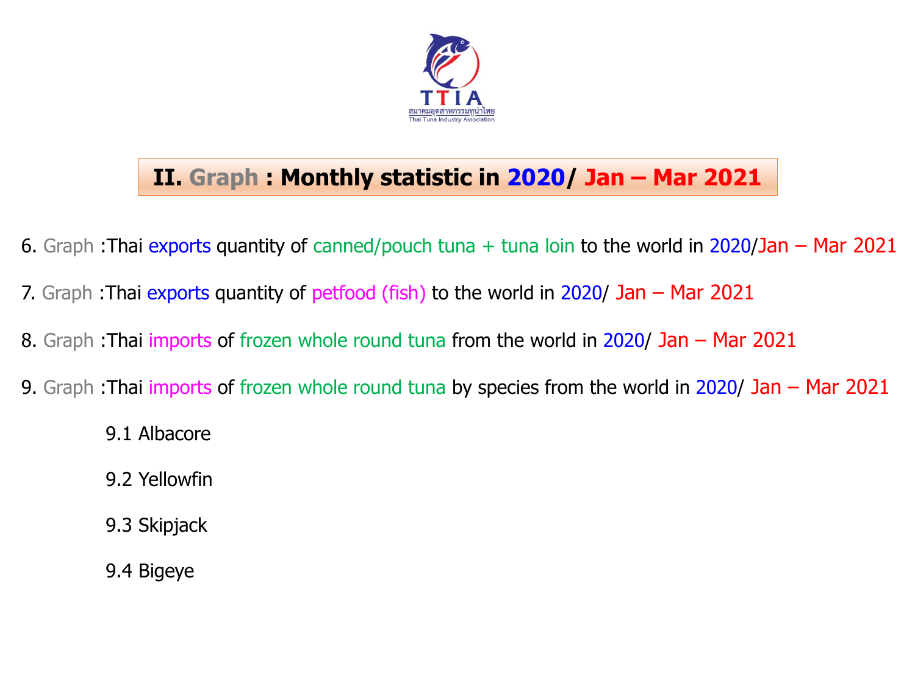# II. Graph : Monthly statistic in 2020/ Jan – Mar 2021

6. Graph :Thai exports quantity of canned/pouch tuna + tuna loin to the world in 2020/Jan – Mar 2021

7. Graph :Thai exports quantity of petfood (fish) to the world in 2020/ Jan – Mar 2021

8. Graph :Thai imports of frozen whole round tuna from the world in 2020/ Jan – Mar 2021

9. Graph :Thai imports of frozen whole round tuna by species from the world in 2020/ Jan – Mar 2021

    9.1 Albacore

    9.2 Yellowfin

    9.3 Skipjack

    9.4 Bigeye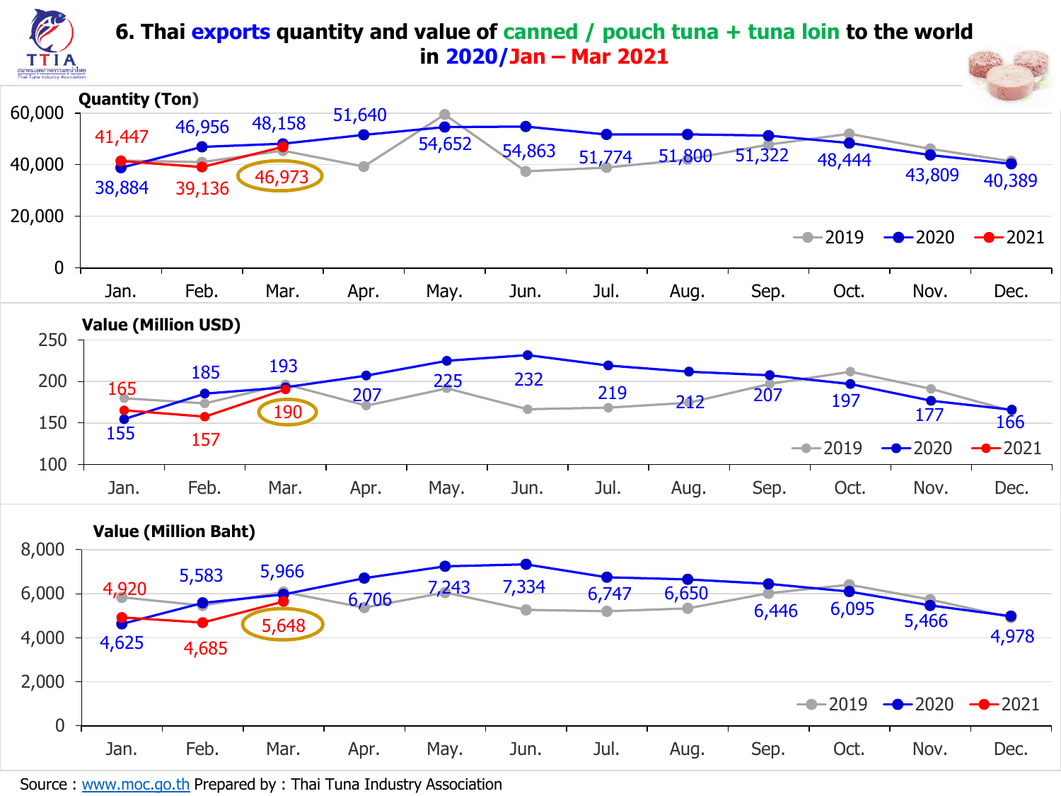# 6. Thai exports quantity and value of canned / pouch tuna + tuna loin to the world in 2020/Jan – Mar 2021

**Quantity (Ton)**

| Month | 2020 | 2021 |
|---|---|---|
| Jan. | 38,884 | 41,447 |
| Feb. | 46,956 | 39,136 |
| Mar. | 48,158 | 46,973 |
| Apr. | 51,640 | |
| May. | 54,652 | |
| Jun. | 54,863 | |
| Jul. | 51,774 | |
| Aug. | 51,800 | |
| Sep. | 51,322 | |
| Oct. | 48,444 | |
| Nov. | 43,809 | |
| Dec. | 40,389 | |

**Value (Million USD)**

| Month | 2020 | 2021 |
|---|---|---|
| Jan. | 155 | 165 |
| Feb. | 185 | 157 |
| Mar. | 193 | 190 |
| Apr. | 207 | |
| May. | 225 | |
| Jun. | 232 | |
| Jul. | 219 | |
| Aug. | 212 | |
| Sep. | 207 | |
| Oct. | 197 | |
| Nov. | 177 | |
| Dec. | 166 | |

**Value (Million Baht)**

| Month | 2020 | 2021 |
|---|---|---|
| Jan. | 4,625 | 4,920 |
| Feb. | 5,583 | 4,685 |
| Mar. | 5,966 | 5,648 |
| Apr. | 6,706 | |
| May. | 7,243 | |
| Jun. | 7,334 | |
| Jul. | 6,747 | |
| Aug. | 6,650 | |
| Sep. | 6,446 | |
| Oct. | 6,095 | |
| Nov. | 5,466 | |
| Dec. | 4,978 | |

Source : www.moc.go.th Prepared by : Thai Tuna Industry Association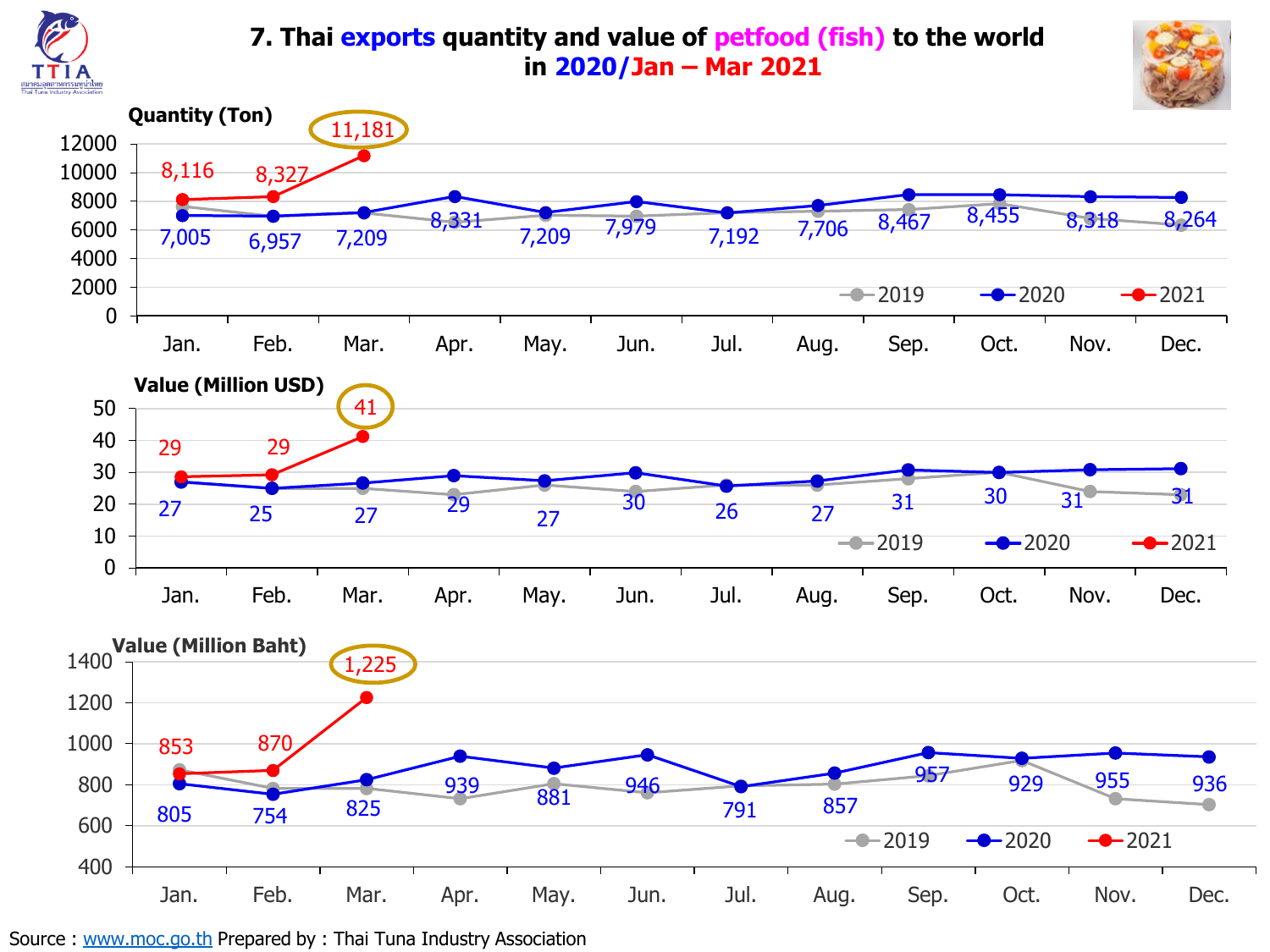# 7. Thai exports quantity and value of petfood (fish) to the world in 2020/Jan – Mar 2021

**Quantity (Ton)**

| | Jan. | Feb. | Mar. | Apr. | May. | Jun. | Jul. | Aug. | Sep. | Oct. | Nov. | Dec. |
|---|---|---|---|---|---|---|---|---|---|---|---|---|
| 2020 | 7,005 | 6,957 | 7,209 | 8,331 | 7,209 | 7,979 | 7,192 | 7,706 | 8,467 | 8,455 | 8,318 | 8,264 |
| 2021 | 8,116 | 8,327 | 11,181 | | | | | | | | | |

**Value (Million USD)**

| | Jan. | Feb. | Mar. | Apr. | May. | Jun. | Jul. | Aug. | Sep. | Oct. | Nov. | Dec. |
|---|---|---|---|---|---|---|---|---|---|---|---|---|
| 2020 | 27 | 25 | 27 | 29 | 27 | 30 | 26 | 27 | 31 | 30 | 31 | 31 |
| 2021 | 29 | 29 | 41 | | | | | | | | | |

**Value (Million Baht)**

| | Jan. | Feb. | Mar. | Apr. | May. | Jun. | Jul. | Aug. | Sep. | Oct. | Nov. | Dec. |
|---|---|---|---|---|---|---|---|---|---|---|---|---|
| 2020 | 805 | 754 | 825 | 939 | 881 | 946 | 791 | 857 | 957 | 929 | 955 | 936 |
| 2021 | 853 | 870 | 1,225 | | | | | | | | | |

Source : www.moc.go.th Prepared by : Thai Tuna Industry Association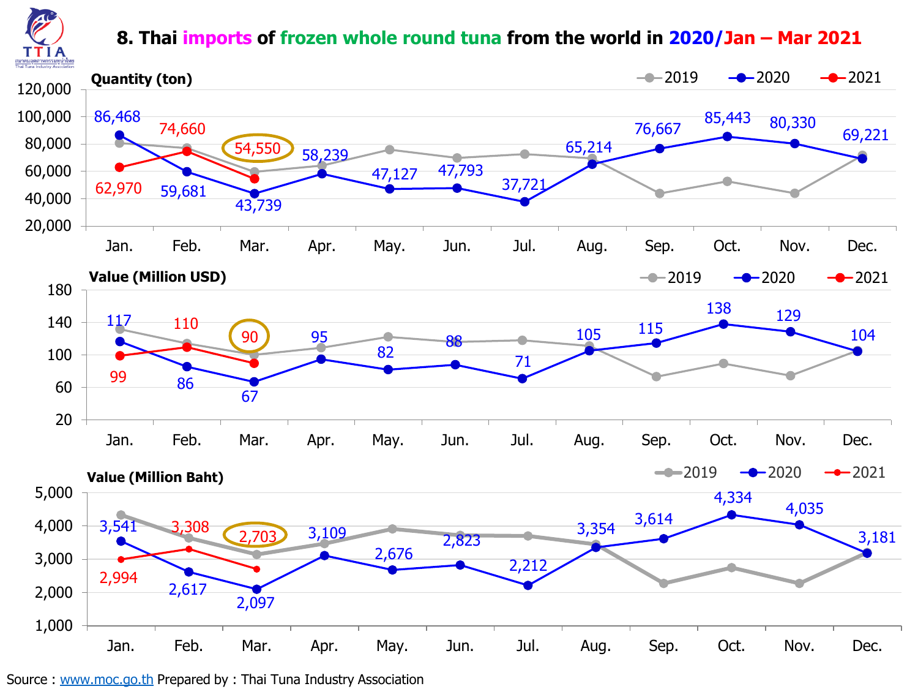# 8. Thai imports of frozen whole round tuna from the world in 2020/Jan – Mar 2021

**Quantity (ton)**

| Month | 2020 | 2021 |
|---|---|---|
| Jan. | 86,468 | 62,970 |
| Feb. | 59,681 | 74,660 |
| Mar. | 43,739 | 54,550 |
| Apr. | 58,239 | |
| May. | 47,127 | |
| Jun. | 47,793 | |
| Jul. | 37,721 | |
| Aug. | 65,214 | |
| Sep. | 76,667 | |
| Oct. | 85,443 | |
| Nov. | 80,330 | |
| Dec. | 69,221 | |

**Value (Million USD)**

| Month | 2020 | 2021 |
|---|---|---|
| Jan. | 117 | 99 |
| Feb. | 86 | 110 |
| Mar. | 67 | 90 |
| Apr. | 95 | |
| May. | 82 | |
| Jun. | 88 | |
| Jul. | 71 | |
| Aug. | 105 | |
| Sep. | 115 | |
| Oct. | 138 | |
| Nov. | 129 | |
| Dec. | 104 | |

**Value (Million Baht)**

| Month | 2020 | 2021 |
|---|---|---|
| Jan. | 3,541 | 2,994 |
| Feb. | 2,617 | 3,308 |
| Mar. | 2,097 | 2,703 |
| Apr. | 3,109 | |
| May. | 2,676 | |
| Jun. | 2,823 | |
| Jul. | 2,212 | |
| Aug. | 3,354 | |
| Sep. | 3,614 | |
| Oct. | 4,334 | |
| Nov. | 4,035 | |
| Dec. | 3,181 | |

Source : www.moc.go.th Prepared by : Thai Tuna Industry Association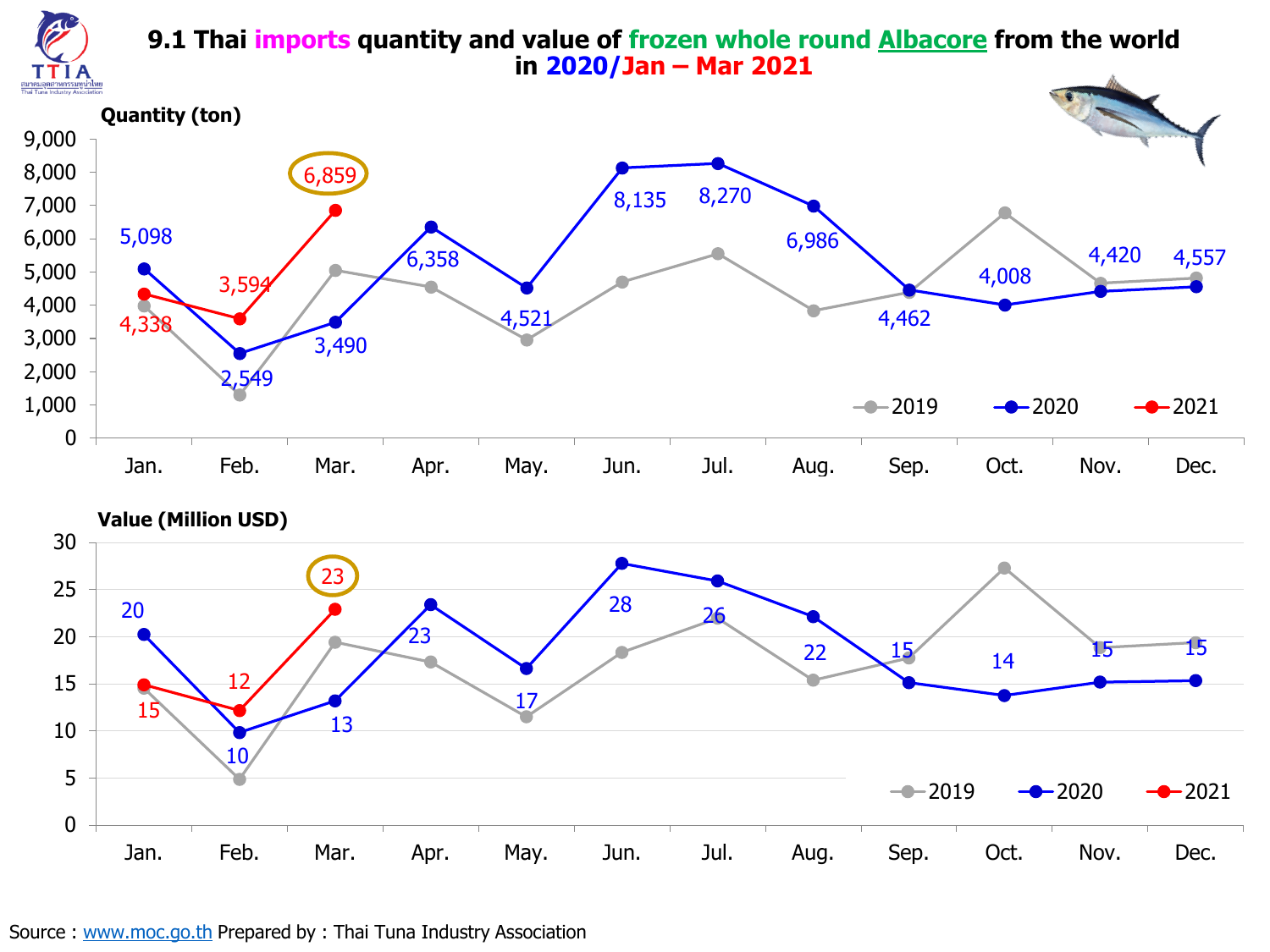# 9.1 Thai imports quantity and value of frozen whole round Albacore from the world in 2020/Jan – Mar 2021

**Quantity (ton)**

| Month | 2020 | 2021 |
|---|---|---|
| Jan. | 5,098 | 4,338 |
| Feb. | 2,549 | 3,594 |
| Mar. | 3,490 | 6,859 |
| Apr. | 6,358 | |
| May. | 4,521 | |
| Jun. | 8,135 | |
| Jul. | 8,270 | |
| Aug. | 6,986 | |
| Sep. | 4,462 | |
| Oct. | 4,008 | |
| Nov. | 4,420 | |
| Dec. | 4,557 | |

**Value (Million USD)**

| Month | 2020 | 2021 |
|---|---|---|
| Jan. | 20 | 15 |
| Feb. | 10 | 12 |
| Mar. | 13 | 23 |
| Apr. | 23 | |
| May. | 17 | |
| Jun. | 28 | |
| Jul. | 26 | |
| Aug. | 22 | |
| Sep. | 15 | |
| Oct. | 14 | |
| Nov. | 15 | |
| Dec. | 15 | |

Source : www.moc.go.th Prepared by : Thai Tuna Industry Association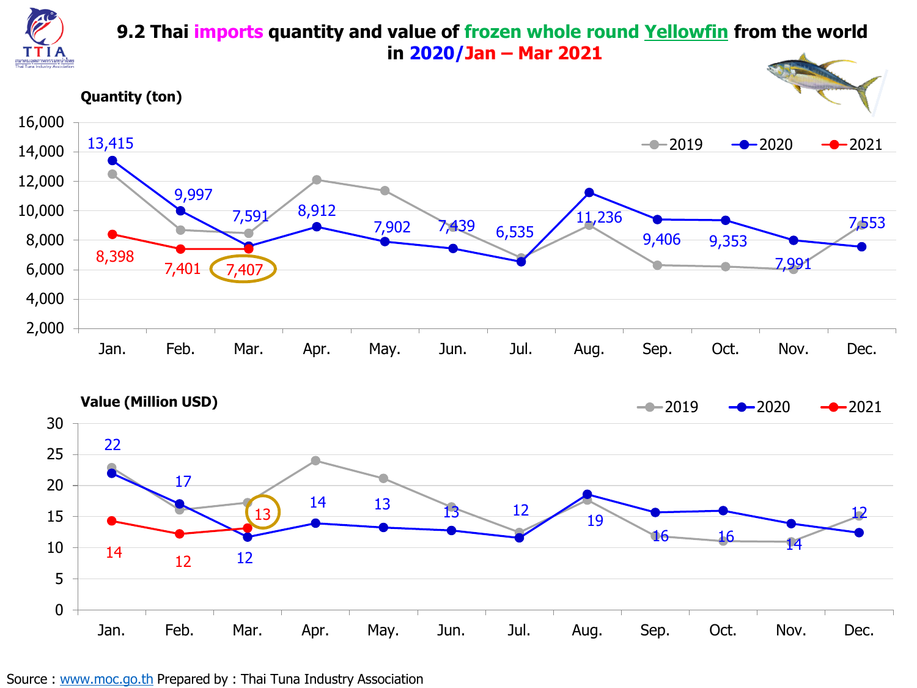## 9.2 Thai imports quantity and value of frozen whole round Yellowfin from the world in 2020/Jan – Mar 2021

**Quantity (ton)**

| Month | 2020 | 2021 |
|---|---|---|
| Jan. | 13,415 | 8,398 |
| Feb. | 9,997 | 7,401 |
| Mar. | 7,591 | 7,407 |
| Apr. | 8,912 | |
| May. | 7,902 | |
| Jun. | 7,439 | |
| Jul. | 6,535 | |
| Aug. | 11,236 | |
| Sep. | 9,406 | |
| Oct. | 9,353 | |
| Nov. | 7,991 | |
| Dec. | 7,553 | |

**Value (Million USD)**

| Month | 2020 | 2021 |
|---|---|---|
| Jan. | 22 | 14 |
| Feb. | 17 | 12 |
| Mar. | 12 | 13 |
| Apr. | 14 | |
| May. | 13 | |
| Jun. | 13 | |
| Jul. | 12 | |
| Aug. | 19 | |
| Sep. | 16 | |
| Oct. | 16 | |
| Nov. | 14 | |
| Dec. | 12 | |

Source : www.moc.go.th Prepared by : Thai Tuna Industry Association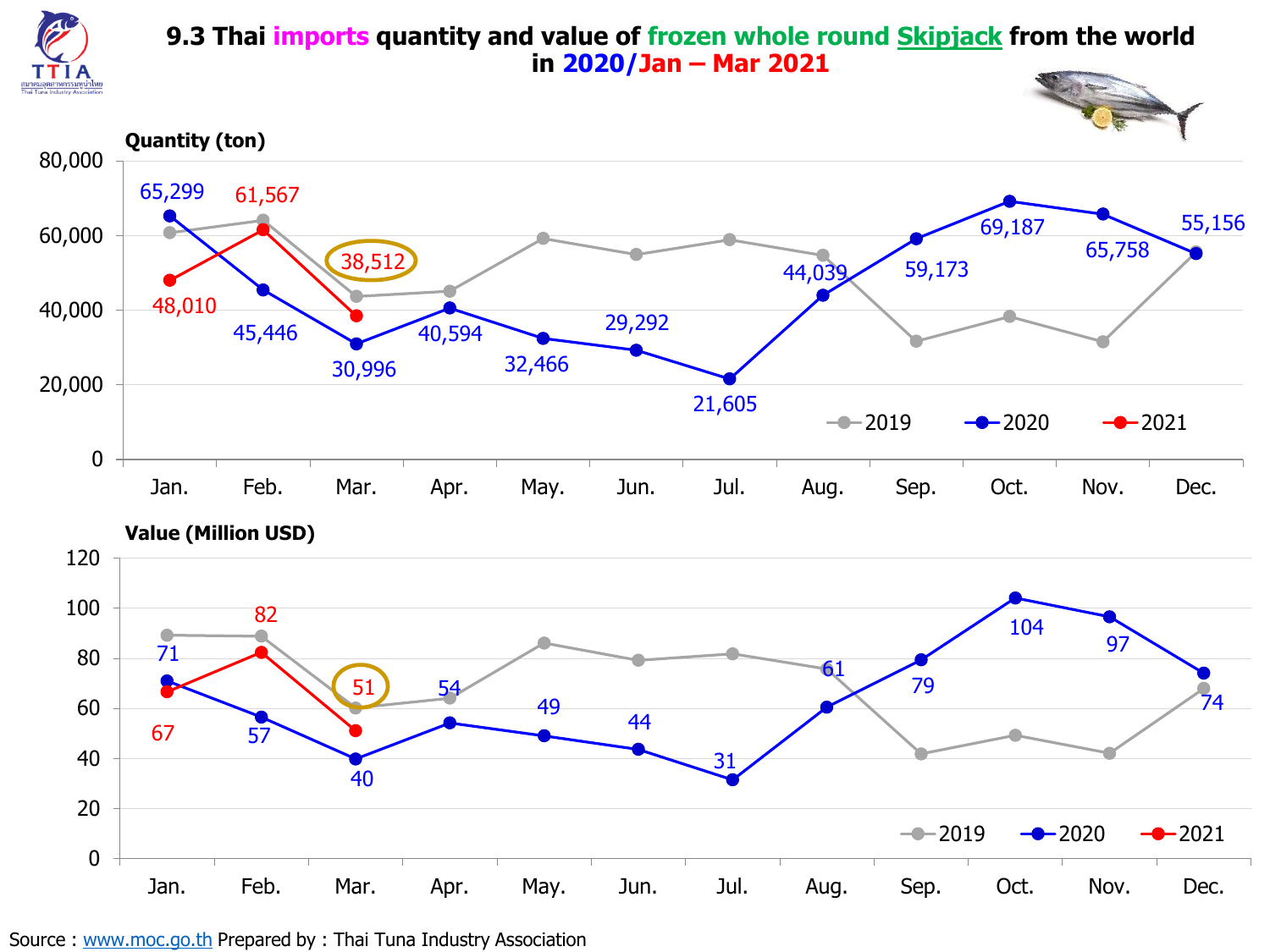# 9.3 Thai imports quantity and value of frozen whole round Skipjack from the world in 2020/Jan – Mar 2021

**Quantity (ton)**

| Month | 2020 | 2021 |
|---|---|---|
| Jan. | 65,299 | 48,010 |
| Feb. | 45,446 | 61,567 |
| Mar. | 30,996 | 38,512 |
| Apr. | 40,594 | |
| May. | 32,466 | |
| Jun. | 29,292 | |
| Jul. | 21,605 | |
| Aug. | 44,039 | |
| Sep. | 59,173 | |
| Oct. | 69,187 | |
| Nov. | 65,758 | |
| Dec. | 55,156 | |

**Value (Million USD)**

| Month | 2020 | 2021 |
|---|---|---|
| Jan. | 71 | 67 |
| Feb. | 57 | 82 |
| Mar. | 40 | 51 |
| Apr. | 54 | |
| May. | 49 | |
| Jun. | 44 | |
| Jul. | 31 | |
| Aug. | 61 | |
| Sep. | 79 | |
| Oct. | 104 | |
| Nov. | 97 | |
| Dec. | 74 | |

Source : www.moc.go.th Prepared by : Thai Tuna Industry Association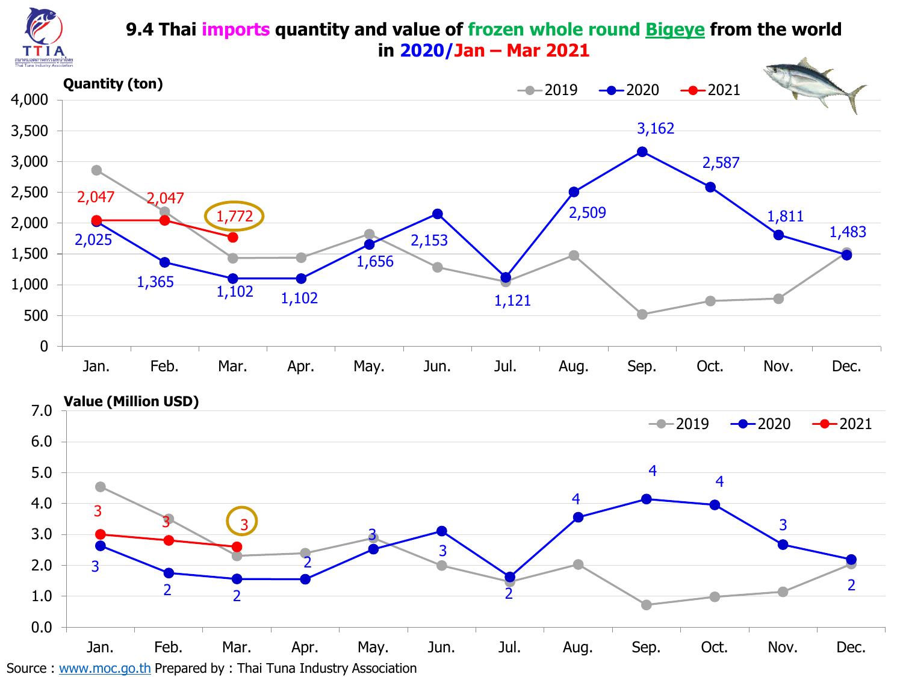# 9.4 Thai imports quantity and value of frozen whole round Bigeye from the world in 2020/Jan – Mar 2021

**Quantity (ton)**

| Month | 2020 | 2021 |
|---|---|---|
| Jan. | 2,025 | 2,047 |
| Feb. | 1,365 | 2,047 |
| Mar. | 1,102 | 1,772 |
| Apr. | 1,102 | |
| May. | 1,656 | |
| Jun. | 2,153 | |
| Jul. | 1,121 | |
| Aug. | 2,509 | |
| Sep. | 3,162 | |
| Oct. | 2,587 | |
| Nov. | 1,811 | |
| Dec. | 1,483 | |

**Value (Million USD)**

| Month | 2020 | 2021 |
|---|---|---|
| Jan. | 3 | 3 |
| Feb. | 2 | 3 |
| Mar. | 2 | 3 |
| Apr. | 2 | |
| May. | 3 | |
| Jun. | 3 | |
| Jul. | 2 | |
| Aug. | 4 | |
| Sep. | 4 | |
| Oct. | 4 | |
| Nov. | 3 | |
| Dec. | 2 | |

Source : www.moc.go.th Prepared by : Thai Tuna Industry Association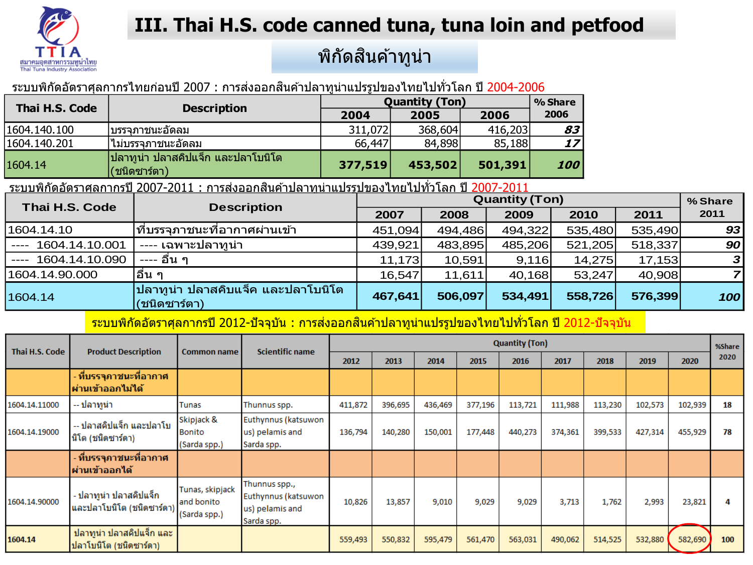# III. Thai H.S. code canned tuna, tuna loin and petfood

## พิกัดสินค้าทูน่า

ระบบพิกัดอัตราศุลกากรไทยก่อนปี 2007 : การส่งออกสินค้าปลาทูน่าแปรรูปของไทยไปทั่วโลก ปี 2004-2006

| Thai H.S. Code | Description | Quantity (Ton) | | | % Share 2006 |
|---|---|---|---|---|---|
| | | 2004 | 2005 | 2006 | |
| 1604.140.100 | บรรจุภาชนะอัดลม | 311,072 | 368,604 | 416,203 | 83 |
| 1604.140.201 | ไม่บรรจุภาชนะอัดลม | 66,447 | 84,898 | 85,188 | 17 |
| 1604.14 | ปลาทูน่า ปลาสคิปแจ็ก และปลาโบนิโต (ชนิดซาร์ดา) | **377,519** | **453,502** | **501,391** | **100** |

ระบบพิกัดอัตราศุลกากรปี 2007-2011 : การส่งออกสินค้าปลาทูน่าแปรรูปของไทยไปทั่วโลก ปี 2007-2011

| Thai H.S. Code | Description | Quantity (Ton) | | | | | % Share 2011 |
|---|---|---|---|---|---|---|---|
| | | 2007 | 2008 | 2009 | 2010 | 2011 | |
| 1604.14.10 | ที่บรรจุภาชนะที่อากาศผ่านเข้า | 451,094 | 494,486 | 494,322 | 535,480 | 535,490 | 93 |
| ---- 1604.14.10.001 | ---- เฉพาะปลาทูน่า | 439,921 | 483,895 | 485,206 | 521,205 | 518,337 | 90 |
| ---- 1604.14.10.090 | ---- อื่น ๆ | 11,173 | 10,591 | 9,116 | 14,275 | 17,153 | 3 |
| 1604.14.90.000 | อื่น ๆ | 16,547 | 11,611 | 40,168 | 53,247 | 40,908 | 7 |
| 1604.14 | ปลาทูน่า ปลาสคิบแจ็ค และปลาโบนิโต (ชนิดซาร์ดา) | **467,641** | **506,097** | **534,491** | **558,726** | **576,399** | **100** |

ระบบพิกัดอัตราศุลกากรปี 2012-ปัจจุบัน : การส่งออกสินค้าปลาทูน่าแปรรูปของไทยไปทั่วโลก ปี 2012-ปัจจุบัน

| Thai H.S. Code | Product Description | Common name | Scientific name | Quantity (Ton) | | | | | | | | | %Share 2020 |
|---|---|---|---|---|---|---|---|---|---|---|---|---|---|
| | | | | 2012 | 2013 | 2014 | 2015 | 2016 | 2017 | 2018 | 2019 | 2020 | |
| | - ที่บรรจุภาชนะที่อากาศผ่านเข้าออกไม่ได้ | | | | | | | | | | | | |
| 1604.14.11000 | -- ปลาทูน่า | Tunas | Thunnus spp. | 411,872 | 396,695 | 436,469 | 377,196 | 113,721 | 111,988 | 113,230 | 102,573 | 102,939 | 18 |
| 1604.14.19000 | -- ปลาสคิปแจ็ก และปลาโบนิโต (ชนิดซาร์ดา) | Skipjack & Bonito (Sarda spp.) | Euthynnus (katsuwonus) pelamis and Sarda spp. | 136,794 | 140,280 | 150,001 | 177,448 | 440,273 | 374,361 | 399,533 | 427,314 | 455,929 | 78 |
| | - ที่บรรจุภาชนะที่อากาศผ่านเข้าออกได้ | | | | | | | | | | | | |
| 1604.14.90000 | - ปลาทูน่า ปลาสคิปแจ็ก และปลาโบนิโต (ชนิดซาร์ดา) | Tunas, skipjack and bonito (Sarda spp.) | Thunnus spp., Euthynnus (katsuwonus) pelamis and Sarda spp. | 10,826 | 13,857 | 9,010 | 9,029 | 9,029 | 3,713 | 1,762 | 2,993 | 23,821 | 4 |
| 1604.14 | ปลาทูน่า ปลาสคิปแจ็ก และปลาโบนิโต (ชนิดซาร์ดา) | | | 559,493 | 550,832 | 595,479 | 561,470 | 563,031 | 490,062 | 514,525 | 532,880 | 582,690 | 100 |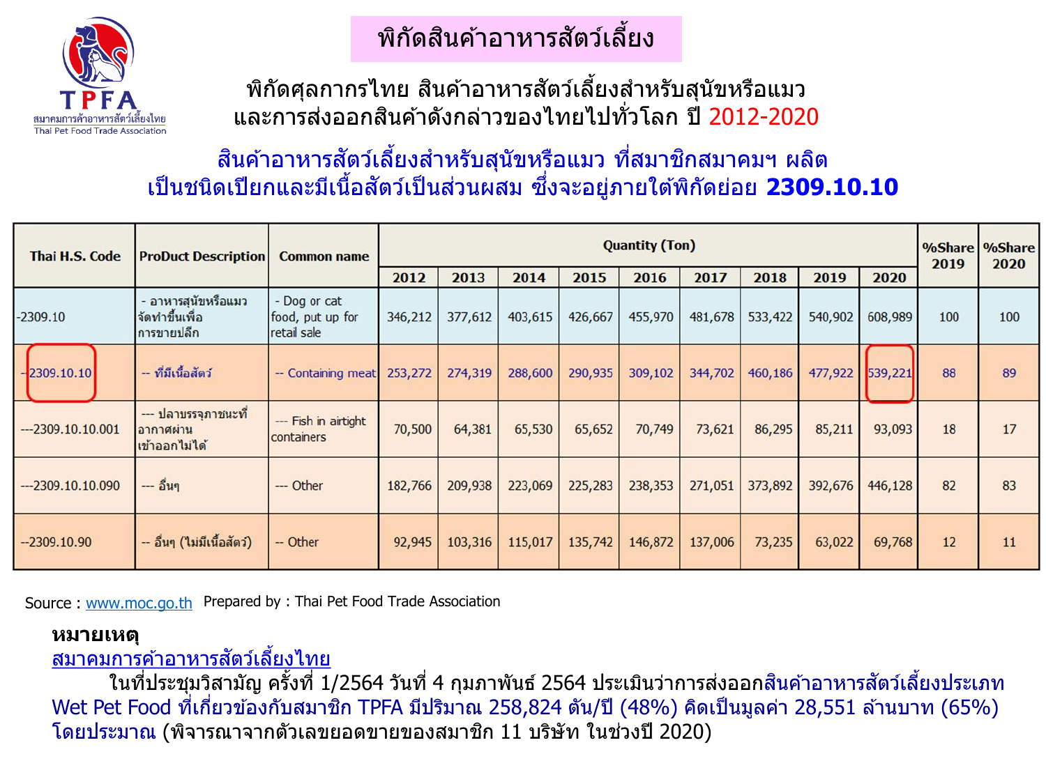# พิกัดสินค้าอาหารสัตว์เลี้ยง

TPFA
สมาคมการค้าอาหารสัตว์เลี้ยงไทย
Thai Pet Food Trade Association

## พิกัดศุลกากรไทย สินค้าอาหารสัตว์เลี้ยงสำหรับสุนัขหรือแมว และการส่งออกสินค้าดังกล่าวของไทยไปทั่วโลก ปี 2012-2020

### สินค้าอาหารสัตว์เลี้ยงสำหรับสุนัขหรือแมว ที่สมาชิกสมาคมฯ ผลิต เป็นชนิดเปียกและมีเนื้อสัตว์เป็นส่วนผสม ซึ่งจะอยู่ภายใต้พิกัดย่อย **2309.10.10**

| Thai H.S. Code | ProDuct Description | Common name | Quantity (Ton) | | | | | | | | | %Share 2019 | %Share 2020 |
|---|---|---|---|---|---|---|---|---|---|---|---|---|---|
| | | | 2012 | 2013 | 2014 | 2015 | 2016 | 2017 | 2018 | 2019 | 2020 | | |
| -2309.10 | - อาหารสุนัขหรือแมวจัดทำขึ้นเพื่อการขายปลีก | - Dog or cat food, put up for retail sale | 346,212 | 377,612 | 403,615 | 426,667 | 455,970 | 481,678 | 533,422 | 540,902 | 608,989 | 100 | 100 |
| --2309.10.10 | -- ที่มีเนื้อสัตว์ | -- Containing meat | 253,272 | 274,319 | 288,600 | 290,935 | 309,102 | 344,702 | 460,186 | 477,922 | 539,221 | 88 | 89 |
| ---2309.10.10.001 | --- ปลาบรรจุภาชนะที่อากาศผ่านเข้าออกไม่ได้ | --- Fish in airtight containers | 70,500 | 64,381 | 65,530 | 65,652 | 70,749 | 73,621 | 86,295 | 85,211 | 93,093 | 18 | 17 |
| ---2309.10.10.090 | --- อื่นๆ | --- Other | 182,766 | 209,938 | 223,069 | 225,283 | 238,353 | 271,051 | 373,892 | 392,676 | 446,128 | 82 | 83 |
| --2309.10.90 | -- อื่นๆ (ไม่มีเนื้อสัตว์) | -- Other | 92,945 | 103,316 | 115,017 | 135,742 | 146,872 | 137,006 | 73,235 | 63,022 | 69,768 | 12 | 11 |

Source : www.moc.go.th Prepared by : Thai Pet Food Trade Association

**หมายเหตุ**

สมาคมการค้าอาหารสัตว์เลี้ยงไทย

ในที่ประชุมวิสามัญ ครั้งที่ 1/2564 วันที่ 4 กุมภาพันธ์ 2564 ประเมินว่าการส่งออกสินค้าอาหารสัตว์เลี้ยงประเภท Wet Pet Food ที่เกี่ยวข้องกับสมาชิก TPFA มีปริมาณ 258,824 ตัน/ปี (48%) คิดเป็นมูลค่า 28,551 ล้านบาท (65%) โดยประมาณ (พิจารณาจากตัวเลขยอดขายของสมาชิก 11 บริษัท ในช่วงปี 2020)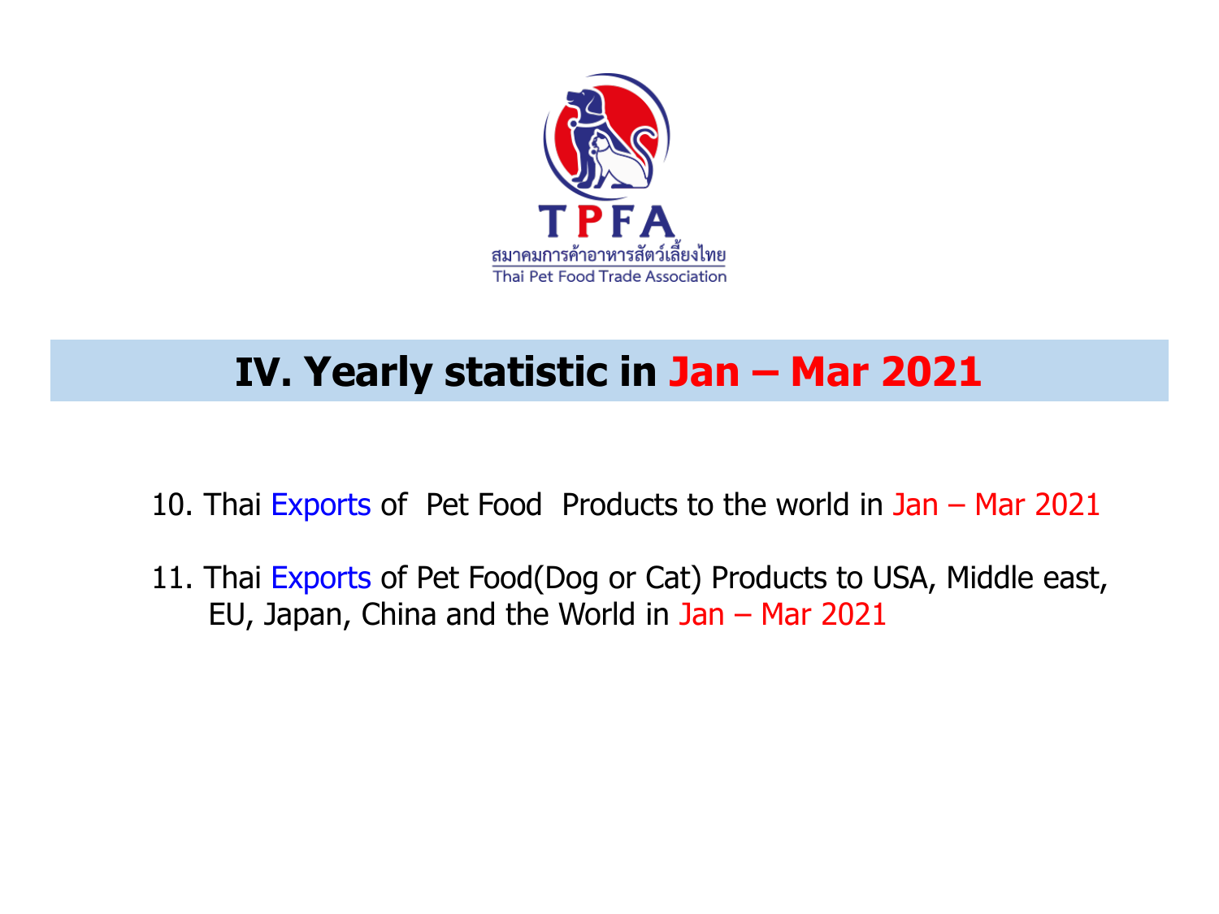สมาคมการค้าอาหารสัตว์เลี้ยงไทย

Thai Pet Food Trade Association

# IV. Yearly statistic in Jan – Mar 2021

10. Thai Exports of Pet Food Products to the world in Jan – Mar 2021

11. Thai Exports of Pet Food(Dog or Cat) Products to USA, Middle east, EU, Japan, China and the World in Jan – Mar 2021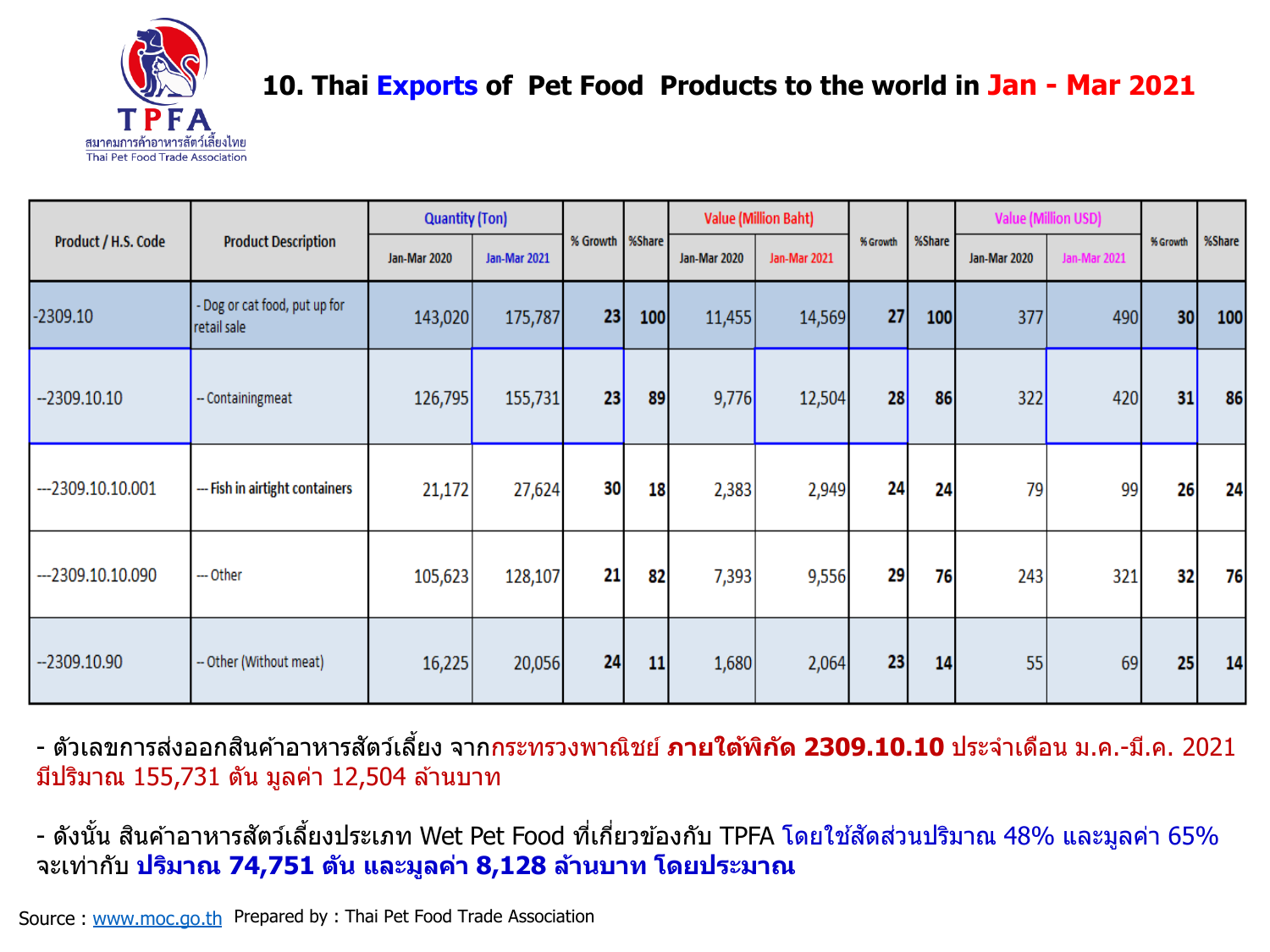## 10. Thai Exports of Pet Food Products to the world in Jan - Mar 2021

| Product / H.S. Code | Product Description | Quantity (Ton) | | % Growth | %Share | Value (Million Baht) | | % Growth | %Share | Value (Million USD) | | % Growth | %Share |
|---|---|---|---|---|---|---|---|---|---|---|---|---|---|
| | | Jan-Mar 2020 | Jan-Mar 2021 | | | Jan-Mar 2020 | Jan-Mar 2021 | | | Jan-Mar 2020 | Jan-Mar 2021 | | |
| -2309.10 | - Dog or cat food, put up for retail sale | 143,020 | 175,787 | 23 | 100 | 11,455 | 14,569 | 27 | 100 | 377 | 490 | 30 | 100 |
| --2309.10.10 | -- Containingmeat | 126,795 | 155,731 | 23 | 89 | 9,776 | 12,504 | 28 | 86 | 322 | 420 | 31 | 86 |
| ---2309.10.10.001 | --- Fish in airtight containers | 21,172 | 27,624 | 30 | 18 | 2,383 | 2,949 | 24 | 24 | 79 | 99 | 26 | 24 |
| ---2309.10.10.090 | --- Other | 105,623 | 128,107 | 21 | 82 | 7,393 | 9,556 | 29 | 76 | 243 | 321 | 32 | 76 |
| --2309.10.90 | -- Other (Without meat) | 16,225 | 20,056 | 24 | 11 | 1,680 | 2,064 | 23 | 14 | 55 | 69 | 25 | 14 |

- ตัวเลขการส่งออกสินค้าอาหารสัตว์เลี้ยง จากกระทรวงพาณิชย์ **ภายใต้พิกัด 2309.10.10** ประจำเดือน ม.ค.-มี.ค. 2021 มีปริมาณ 155,731 ตัน มูลค่า 12,504 ล้านบาท

- ดังนั้น สินค้าอาหารสัตว์เลี้ยงประเภท Wet Pet Food ที่เกี่ยวข้องกับ TPFA โดยใช้สัดส่วนปริมาณ 48% และมูลค่า 65% จะเท่ากับ **ปริมาณ 74,751 ตัน และมูลค่า 8,128 ล้านบาท โดยประมาณ**

Source : www.moc.go.th Prepared by : Thai Pet Food Trade Association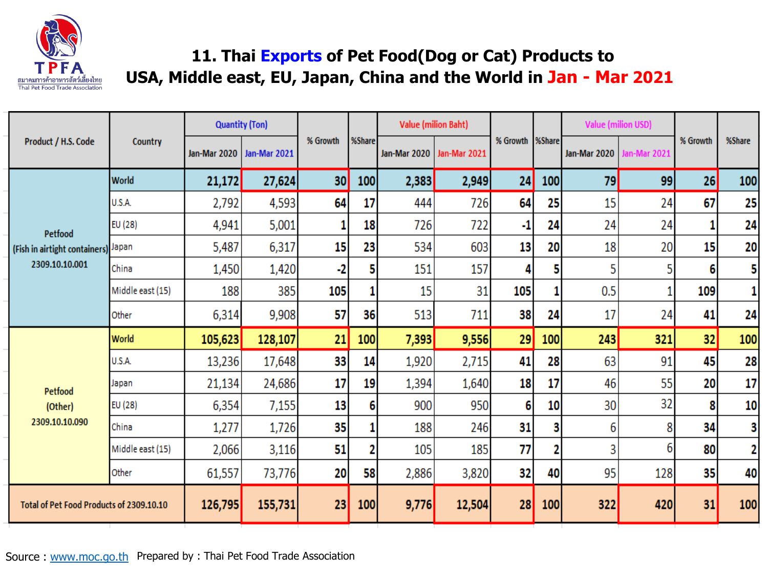TPFA

สมาคมการค้าอาหารสัตว์เลี้ยงไทย

Thai Pet Food Trade Association

# 11. Thai Exports of Pet Food(Dog or Cat) Products to USA, Middle east, EU, Japan, China and the World in Jan - Mar 2021

| Product / H.S. Code | Country | Quantity (Ton) | | % Growth | %Share | Value (milion Baht) | | % Growth | %Share | Value (milion USD) | | % Growth | %Share |
|---|---|---|---|---|---|---|---|---|---|---|---|---|---|
| | | Jan-Mar 2020 | Jan-Mar 2021 | | | Jan-Mar 2020 | Jan-Mar 2021 | | | Jan-Mar 2020 | Jan-Mar 2021 | | |
| Petfood (Fish in airtight containers) 2309.10.10.001 | World | 21,172 | 27,624 | 30 | 100 | 2,383 | 2,949 | 24 | 100 | 79 | 99 | 26 | 100 |
| | U.S.A. | 2,792 | 4,593 | 64 | 17 | 444 | 726 | 64 | 25 | 15 | 24 | 67 | 25 |
| | EU (28) | 4,941 | 5,001 | 1 | 18 | 726 | 722 | -1 | 24 | 24 | 24 | 1 | 24 |
| | Japan | 5,487 | 6,317 | 15 | 23 | 534 | 603 | 13 | 20 | 18 | 20 | 15 | 20 |
| | China | 1,450 | 1,420 | -2 | 5 | 151 | 157 | 4 | 5 | 5 | 5 | 6 | 5 |
| | Middle east (15) | 188 | 385 | 105 | 1 | 15 | 31 | 105 | 1 | 0.5 | 1 | 109 | 1 |
| | Other | 6,314 | 9,908 | 57 | 36 | 513 | 711 | 38 | 24 | 17 | 24 | 41 | 24 |
| Petfood (Other) 2309.10.10.090 | World | 105,623 | 128,107 | 21 | 100 | 7,393 | 9,556 | 29 | 100 | 243 | 321 | 32 | 100 |
| | U.S.A. | 13,236 | 17,648 | 33 | 14 | 1,920 | 2,715 | 41 | 28 | 63 | 91 | 45 | 28 |
| | Japan | 21,134 | 24,686 | 17 | 19 | 1,394 | 1,640 | 18 | 17 | 46 | 55 | 20 | 17 |
| | EU (28) | 6,354 | 7,155 | 13 | 6 | 900 | 950 | 6 | 10 | 30 | 32 | 8 | 10 |
| | China | 1,277 | 1,726 | 35 | 1 | 188 | 246 | 31 | 3 | 6 | 8 | 34 | 3 |
| | Middle east (15) | 2,066 | 3,116 | 51 | 2 | 105 | 185 | 77 | 2 | 3 | 6 | 80 | 2 |
| | Other | 61,557 | 73,776 | 20 | 58 | 2,886 | 3,820 | 32 | 40 | 95 | 128 | 35 | 40 |
| Total of Pet Food Products of 2309.10.10 | | 126,795 | 155,731 | 23 | 100 | 9,776 | 12,504 | 28 | 100 | 322 | 420 | 31 | 100 |

Source : www.moc.go.th Prepared by : Thai Pet Food Trade Association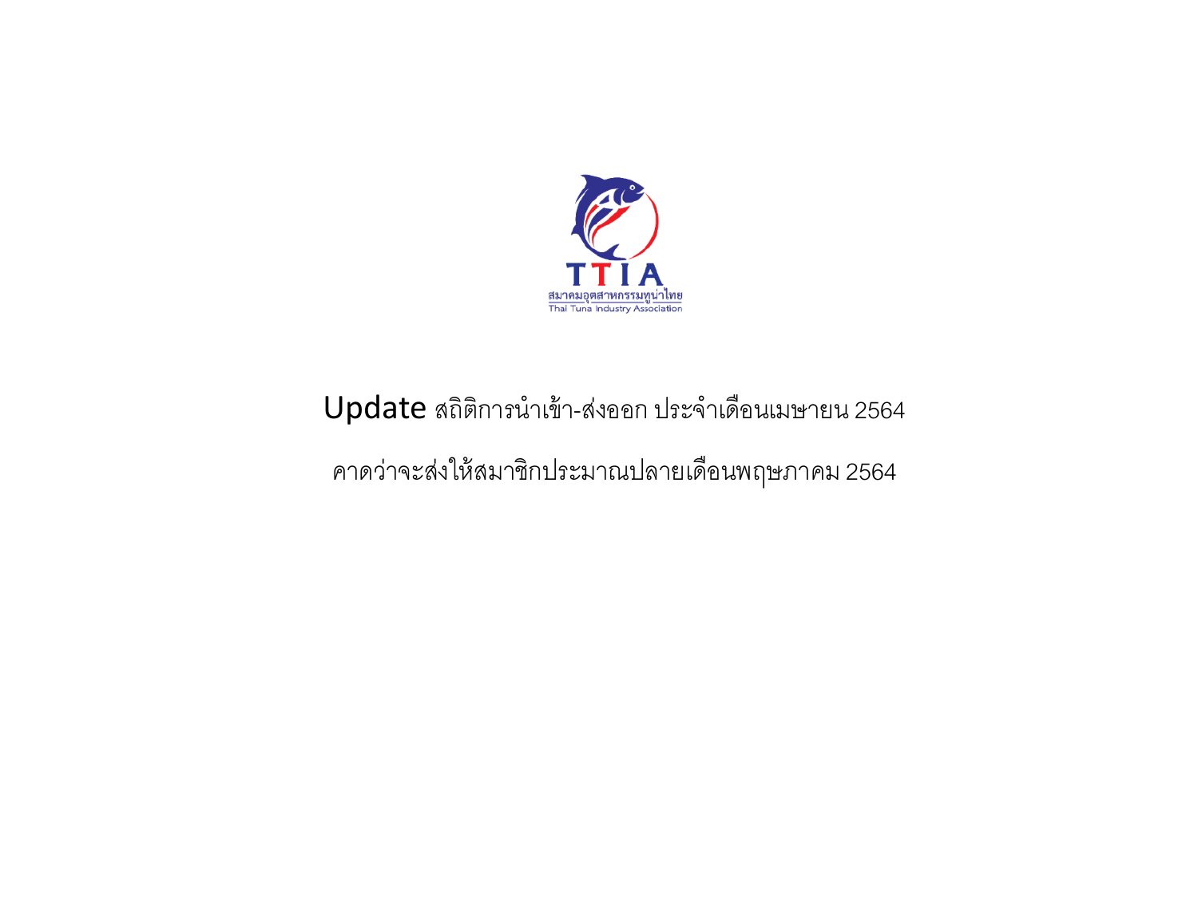TTIA

สมาคมอุตสาหกรรมทูน่าไทย

Thai Tuna Industry Association

Update สถิติการนำเข้า-ส่งออก ประจำเดือนเมษายน 2564

คาดว่าจะส่งให้สมาชิกประมาณปลายเดือนพฤษภาคม 2564